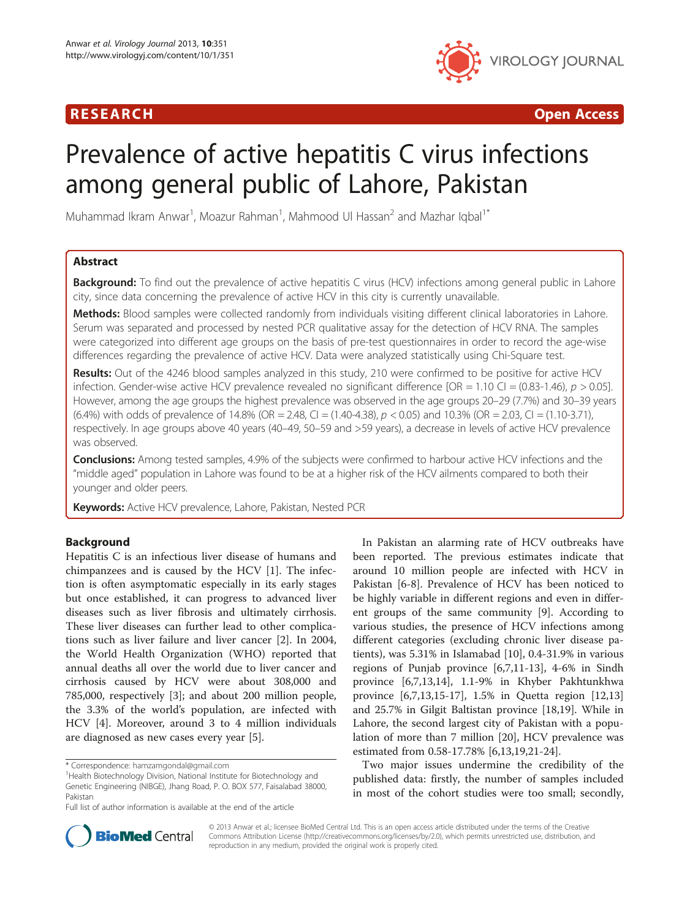RESEARCH Open Access

# Prevalence of active hepatitis C virus infections among general public of Lahore, Pakistan

Muhammad Ikram Anwar[1], Moazur Rahman[1], Mahmood Ul Hassan[2] and Mazhar Iqbal[1*]

## Abstract

**Background:** To find out the prevalence of active hepatitis C virus (HCV) infections among general public in Lahore city, since data concerning the prevalence of active HCV in this city is currently unavailable.

**Methods:** Blood samples were collected randomly from individuals visiting different clinical laboratories in Lahore. Serum was separated and processed by nested PCR qualitative assay for the detection of HCV RNA. The samples were categorized into different age groups on the basis of pre-test questionnaires in order to record the age-wise differences regarding the prevalence of active HCV. Data were analyzed statistically using Chi-Square test.

**Results:** Out of the 4246 blood samples analyzed in this study, 210 were confirmed to be positive for active HCV infection. Gender-wise active HCV prevalence revealed no significant difference [OR = 1.10 CI = (0.83-1.46), $p > 0.05$]. However, among the age groups the highest prevalence was observed in the age groups 20–29 (7.7%) and 30–39 years (6.4%) with odds of prevalence of 14.8% (OR = 2.48, CI = (1.40-4.38), $p < 0.05$) and 10.3% (OR = 2.03, CI = (1.10-3.71), respectively. In age groups above 40 years (40–49, 50–59 and >59 years), a decrease in levels of active HCV prevalence was observed.

**Conclusions:** Among tested samples, 4.9% of the subjects were confirmed to harbour active HCV infections and the "middle aged" population in Lahore was found to be at a higher risk of the HCV ailments compared to both their younger and older peers.

**Keywords:** Active HCV prevalence, Lahore, Pakistan, Nested PCR

## Background

Hepatitis C is an infectious liver disease of humans and chimpanzees and is caused by the HCV [1]. The infection is often asymptomatic especially in its early stages but once established, it can progress to advanced liver diseases such as liver fibrosis and ultimately cirrhosis. These liver diseases can further lead to other complications such as liver failure and liver cancer [2]. In 2004, the World Health Organization (WHO) reported that annual deaths all over the world due to liver cancer and cirrhosis caused by HCV were about 308,000 and 785,000, respectively [3]; and about 200 million people, the 3.3% of the world's population, are infected with HCV [4]. Moreover, around 3 to 4 million individuals are diagnosed as new cases every year [5].

In Pakistan an alarming rate of HCV outbreaks have been reported. The previous estimates indicate that around 10 million people are infected with HCV in Pakistan [6-8]. Prevalence of HCV has been noticed to be highly variable in different regions and even in different groups of the same community [9]. According to various studies, the presence of HCV infections among different categories (excluding chronic liver disease patients), was 5.31% in Islamabad [10], 0.4-31.9% in various regions of Punjab province [6,7,11-13], 4-6% in Sindh province [6,7,13,14], 1.1-9% in Khyber Pakhtunkhwa province [6,7,13,15-17], 1.5% in Quetta region [12,13] and 25.7% in Gilgit Baltistan province [18,19]. While in Lahore, the second largest city of Pakistan with a population of more than 7 million [20], HCV prevalence was estimated from 0.58-17.78% [6,13,19,21-24].

Two major issues undermine the credibility of the published data: firstly, the number of samples included in most of the cohort studies were too small; secondly,

\* Correspondence: hamzamgondal@gmail.com
[1]Health Biotechnology Division, National Institute for Biotechnology and Genetic Engineering (NIBGE), Jhang Road, P. O. BOX 577, Faisalabad 38000, Pakistan
Full list of author information is available at the end of the article

© 2013 Anwar et al.; licensee BioMed Central Ltd. This is an open access article distributed under the terms of the Creative Commons Attribution License (http://creativecommons.org/licenses/by/2.0), which permits unrestricted use, distribution, and reproduction in any medium, provided the original work is properly cited.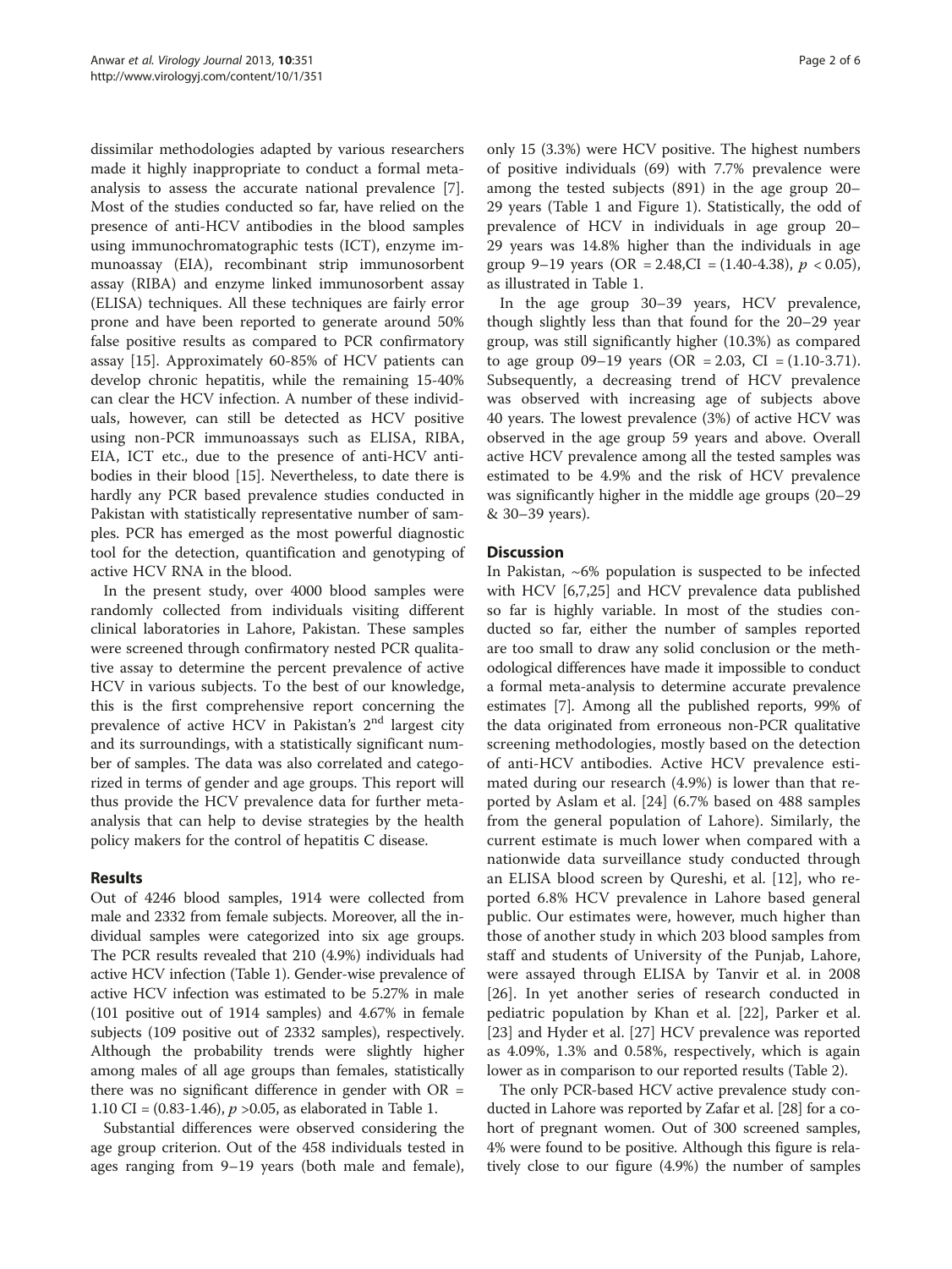dissimilar methodologies adapted by various researchers made it highly inappropriate to conduct a formal meta-analysis to assess the accurate national prevalence [7]. Most of the studies conducted so far, have relied on the presence of anti-HCV antibodies in the blood samples using immunochromatographic tests (ICT), enzyme immunoassay (EIA), recombinant strip immunosorbent assay (RIBA) and enzyme linked immunosorbent assay (ELISA) techniques. All these techniques are fairly error prone and have been reported to generate around 50% false positive results as compared to PCR confirmatory assay [15]. Approximately 60-85% of HCV patients can develop chronic hepatitis, while the remaining 15-40% can clear the HCV infection. A number of these individuals, however, can still be detected as HCV positive using non-PCR immunoassays such as ELISA, RIBA, EIA, ICT etc., due to the presence of anti-HCV antibodies in their blood [15]. Nevertheless, to date there is hardly any PCR based prevalence studies conducted in Pakistan with statistically representative number of samples. PCR has emerged as the most powerful diagnostic tool for the detection, quantification and genotyping of active HCV RNA in the blood.

In the present study, over 4000 blood samples were randomly collected from individuals visiting different clinical laboratories in Lahore, Pakistan. These samples were screened through confirmatory nested PCR qualitative assay to determine the percent prevalence of active HCV in various subjects. To the best of our knowledge, this is the first comprehensive report concerning the prevalence of active HCV in Pakistan's 2nd largest city and its surroundings, with a statistically significant number of samples. The data was also correlated and categorized in terms of gender and age groups. This report will thus provide the HCV prevalence data for further meta-analysis that can help to devise strategies by the health policy makers for the control of hepatitis C disease.

## Results

Out of 4246 blood samples, 1914 were collected from male and 2332 from female subjects. Moreover, all the individual samples were categorized into six age groups. The PCR results revealed that 210 (4.9%) individuals had active HCV infection (Table 1). Gender-wise prevalence of active HCV infection was estimated to be 5.27% in male (101 positive out of 1914 samples) and 4.67% in female subjects (109 positive out of 2332 samples), respectively. Although the probability trends were slightly higher among males of all age groups than females, statistically there was no significant difference in gender with OR = 1.10 CI = (0.83-1.46), $p$ >0.05, as elaborated in Table 1.

Substantial differences were observed considering the age group criterion. Out of the 458 individuals tested in ages ranging from 9–19 years (both male and female), only 15 (3.3%) were HCV positive. The highest numbers of positive individuals (69) with 7.7% prevalence were among the tested subjects (891) in the age group 20–29 years (Table 1 and Figure 1). Statistically, the odd of prevalence of HCV in individuals in age group 20–29 years was 14.8% higher than the individuals in age group 9–19 years (OR = 2.48,CI = (1.40-4.38), $p$ < 0.05), as illustrated in Table 1.

In the age group 30–39 years, HCV prevalence, though slightly less than that found for the 20–29 year group, was still significantly higher (10.3%) as compared to age group 09–19 years (OR = 2.03, CI = (1.10-3.71). Subsequently, a decreasing trend of HCV prevalence was observed with increasing age of subjects above 40 years. The lowest prevalence (3%) of active HCV was observed in the age group 59 years and above. Overall active HCV prevalence among all the tested samples was estimated to be 4.9% and the risk of HCV prevalence was significantly higher in the middle age groups (20–29 & 30–39 years).

## Discussion

In Pakistan, ~6% population is suspected to be infected with HCV [6,7,25] and HCV prevalence data published so far is highly variable. In most of the studies conducted so far, either the number of samples reported are too small to draw any solid conclusion or the methodological differences have made it impossible to conduct a formal meta-analysis to determine accurate prevalence estimates [7]. Among all the published reports, 99% of the data originated from erroneous non-PCR qualitative screening methodologies, mostly based on the detection of anti-HCV antibodies. Active HCV prevalence estimated during our research (4.9%) is lower than that reported by Aslam et al. [24] (6.7% based on 488 samples from the general population of Lahore). Similarly, the current estimate is much lower when compared with a nationwide data surveillance study conducted through an ELISA blood screen by Qureshi, et al. [12], who reported 6.8% HCV prevalence in Lahore based general public. Our estimates were, however, much higher than those of another study in which 203 blood samples from staff and students of University of the Punjab, Lahore, were assayed through ELISA by Tanvir et al. in 2008 [26]. In yet another series of research conducted in pediatric population by Khan et al. [22], Parker et al. [23] and Hyder et al. [27] HCV prevalence was reported as 4.09%, 1.3% and 0.58%, respectively, which is again lower as in comparison to our reported results (Table 2).

The only PCR-based HCV active prevalence study conducted in Lahore was reported by Zafar et al. [28] for a cohort of pregnant women. Out of 300 screened samples, 4% were found to be positive. Although this figure is relatively close to our figure (4.9%) the number of samples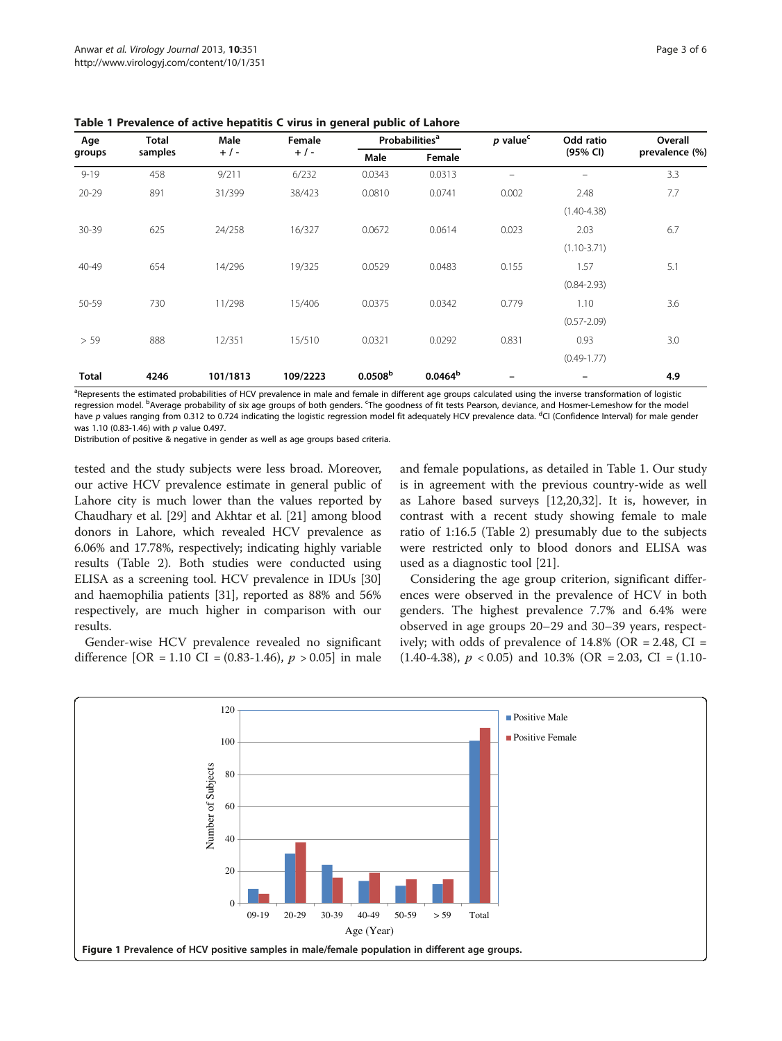**Table 1 Prevalence of active hepatitis C virus in general public of Lahore**

| Age groups | Total samples | Male + / - | Female + / - | Probabilities[a] | | p value[c] | Odd ratio (95% CI) | Overall prevalence (%) |
|---|---|---|---|---|---|---|---|---|
| | | | | Male | Female | | | |
| 9-19 | 458 | 9/211 | 6/232 | 0.0343 | 0.0313 | – | – | 3.3 |
| 20-29 | 891 | 31/399 | 38/423 | 0.0810 | 0.0741 | 0.002 | 2.48 (1.40-4.38) | 7.7 |
| 30-39 | 625 | 24/258 | 16/327 | 0.0672 | 0.0614 | 0.023 | 2.03 (1.10-3.71) | 6.7 |
| 40-49 | 654 | 14/296 | 19/325 | 0.0529 | 0.0483 | 0.155 | 1.57 (0.84-2.93) | 5.1 |
| 50-59 | 730 | 11/298 | 15/406 | 0.0375 | 0.0342 | 0.779 | 1.10 (0.57-2.09) | 3.6 |
| > 59 | 888 | 12/351 | 15/510 | 0.0321 | 0.0292 | 0.831 | 0.93 (0.49-1.77) | 3.0 |
| **Total** | **4246** | **101/1813** | **109/2223** | **0.0508[b]** | **0.0464[b]** | **–** | **–** | **4.9** |

[a]Represents the estimated probabilities of HCV prevalence in male and female in different age groups calculated using the inverse transformation of logistic regression model. [b]Average probability of six age groups of both genders. [c]The goodness of fit tests Pearson, deviance, and Hosmer-Lemeshow for the model have *p* values ranging from 0.312 to 0.724 indicating the logistic regression model fit adequately HCV prevalence data. [d]CI (Confidence Interval) for male gender was 1.10 (0.83-1.46) with *p* value 0.497.
Distribution of positive & negative in gender as well as age groups based criteria.

tested and the study subjects were less broad. Moreover, our active HCV prevalence estimate in general public of Lahore city is much lower than the values reported by Chaudhary et al. [29] and Akhtar et al. [21] among blood donors in Lahore, which revealed HCV prevalence as 6.06% and 17.78%, respectively; indicating highly variable results (Table 2). Both studies were conducted using ELISA as a screening tool. HCV prevalence in IDUs [30] and haemophilia patients [31], reported as 88% and 56% respectively, are much higher in comparison with our results.

Gender-wise HCV prevalence revealed no significant difference [OR = 1.10 CI = (0.83-1.46), $p > 0.05$] in male and female populations, as detailed in Table 1. Our study is in agreement with the previous country-wide as well as Lahore based surveys [12,20,32]. It is, however, in contrast with a recent study showing female to male ratio of 1:16.5 (Table 2) presumably due to the subjects were restricted only to blood donors and ELISA was used as a diagnostic tool [21].

Considering the age group criterion, significant differences were observed in the prevalence of HCV in both genders. The highest prevalence 7.7% and 6.4% were observed in age groups 20–29 and 30–39 years, respectively; with odds of prevalence of 14.8% (OR = 2.48, CI = (1.40-4.38), $p < 0.05$) and 10.3% (OR = 2.03, CI = (1.10-

**Figure 1 Prevalence of HCV positive samples in male/female population in different age groups.**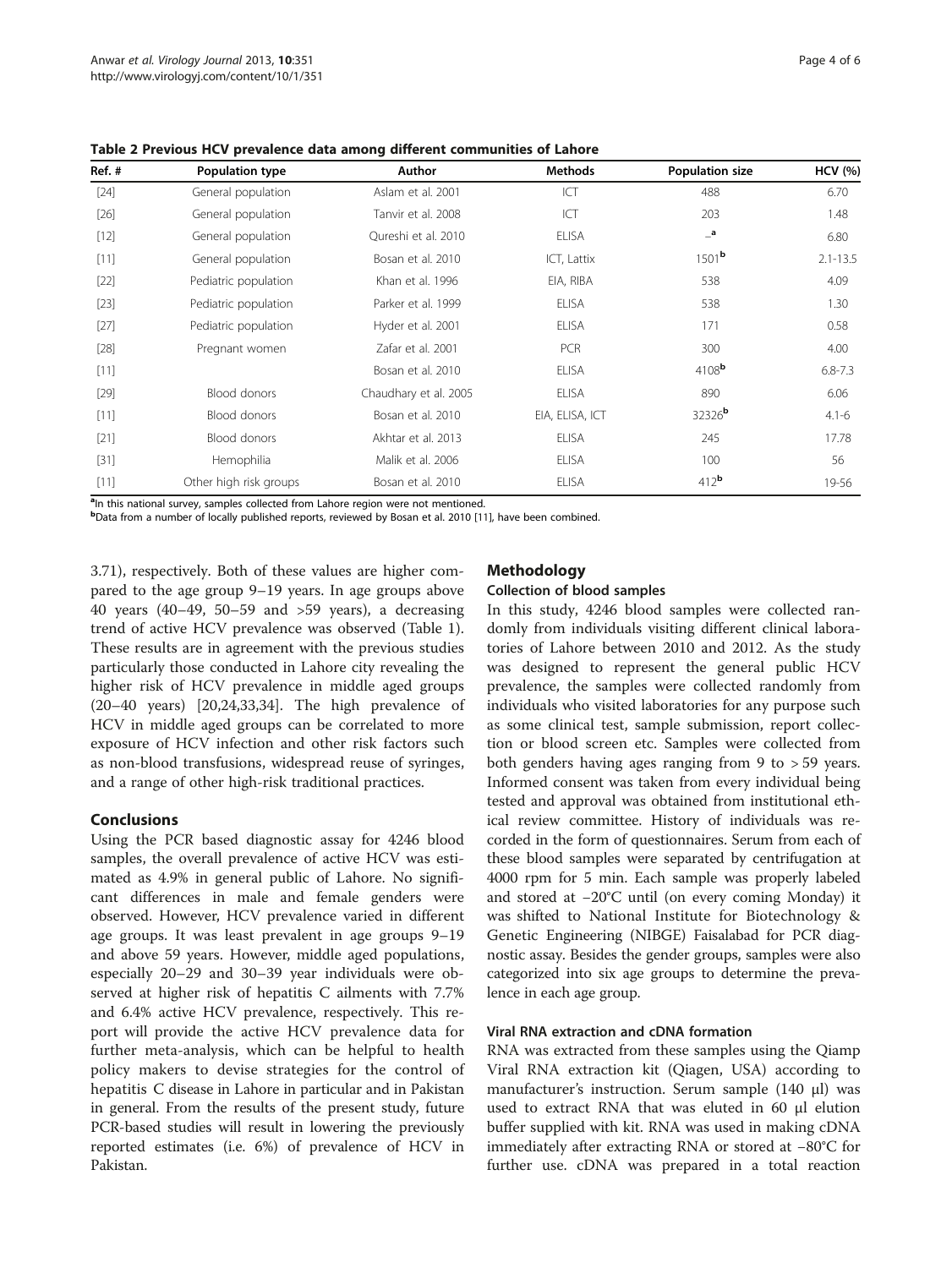**Table 2 Previous HCV prevalence data among different communities of Lahore**

| Ref. # | Population type | Author | Methods | Population size | HCV (%) |
|---|---|---|---|---|---|
| [24] | General population | Aslam et al. 2001 | ICT | 488 | 6.70 |
| [26] | General population | Tanvir et al. 2008 | ICT | 203 | 1.48 |
| [12] | General population | Qureshi et al. 2010 | ELISA | –[a] | 6.80 |
| [11] | General population | Bosan et al. 2010 | ICT, Lattix | 1501[b] | 2.1-13.5 |
| [22] | Pediatric population | Khan et al. 1996 | EIA, RIBA | 538 | 4.09 |
| [23] | Pediatric population | Parker et al. 1999 | ELISA | 538 | 1.30 |
| [27] | Pediatric population | Hyder et al. 2001 | ELISA | 171 | 0.58 |
| [28] | Pregnant women | Zafar et al. 2001 | PCR | 300 | 4.00 |
| [11] | | Bosan et al. 2010 | ELISA | 4108[b] | 6.8-7.3 |
| [29] | Blood donors | Chaudhary et al. 2005 | ELISA | 890 | 6.06 |
| [11] | Blood donors | Bosan et al. 2010 | EIA, ELISA, ICT | 32326[b] | 4.1-6 |
| [21] | Blood donors | Akhtar et al. 2013 | ELISA | 245 | 17.78 |
| [31] | Hemophilia | Malik et al. 2006 | ELISA | 100 | 56 |
| [11] | Other high risk groups | Bosan et al. 2010 | ELISA | 412[b] | 19-56 |

[a]In this national survey, samples collected from Lahore region were not mentioned.
[b]Data from a number of locally published reports, reviewed by Bosan et al. 2010 [11], have been combined.

3.71), respectively. Both of these values are higher compared to the age group 9–19 years. In age groups above 40 years (40–49, 50–59 and >59 years), a decreasing trend of active HCV prevalence was observed (Table 1). These results are in agreement with the previous studies particularly those conducted in Lahore city revealing the higher risk of HCV prevalence in middle aged groups (20–40 years) [20,24,33,34]. The high prevalence of HCV in middle aged groups can be correlated to more exposure of HCV infection and other risk factors such as non-blood transfusions, widespread reuse of syringes, and a range of other high-risk traditional practices.

## Conclusions

Using the PCR based diagnostic assay for 4246 blood samples, the overall prevalence of active HCV was estimated as 4.9% in general public of Lahore. No significant differences in male and female genders were observed. However, HCV prevalence varied in different age groups. It was least prevalent in age groups 9–19 and above 59 years. However, middle aged populations, especially 20–29 and 30–39 year individuals were observed at higher risk of hepatitis C ailments with 7.7% and 6.4% active HCV prevalence, respectively. This report will provide the active HCV prevalence data for further meta-analysis, which can be helpful to health policy makers to devise strategies for the control of hepatitis C disease in Lahore in particular and in Pakistan in general. From the results of the present study, future PCR-based studies will result in lowering the previously reported estimates (i.e. 6%) of prevalence of HCV in Pakistan.

## Methodology

### Collection of blood samples

In this study, 4246 blood samples were collected randomly from individuals visiting different clinical laboratories of Lahore between 2010 and 2012. As the study was designed to represent the general public HCV prevalence, the samples were collected randomly from individuals who visited laboratories for any purpose such as some clinical test, sample submission, report collection or blood screen etc. Samples were collected from both genders having ages ranging from 9 to > 59 years. Informed consent was taken from every individual being tested and approval was obtained from institutional ethical review committee. History of individuals was recorded in the form of questionnaires. Serum from each of these blood samples were separated by centrifugation at 4000 rpm for 5 min. Each sample was properly labeled and stored at −20°C until (on every coming Monday) it was shifted to National Institute for Biotechnology & Genetic Engineering (NIBGE) Faisalabad for PCR diagnostic assay. Besides the gender groups, samples were also categorized into six age groups to determine the prevalence in each age group.

### Viral RNA extraction and cDNA formation

RNA was extracted from these samples using the Qiamp Viral RNA extraction kit (Qiagen, USA) according to manufacturer's instruction. Serum sample (140 μl) was used to extract RNA that was eluted in 60 μl elution buffer supplied with kit. RNA was used in making cDNA immediately after extracting RNA or stored at −80°C for further use. cDNA was prepared in a total reaction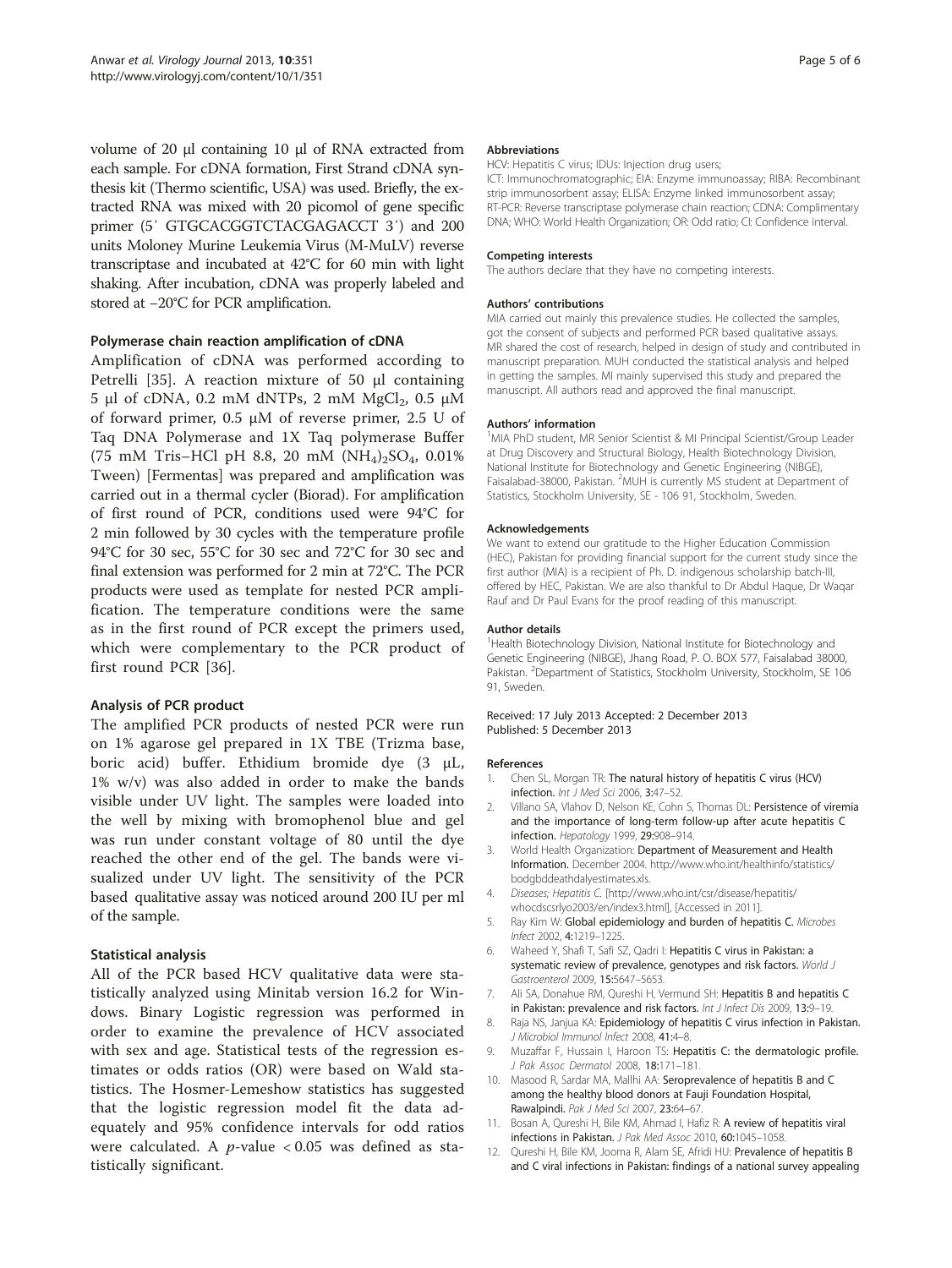volume of 20 μl containing 10 μl of RNA extracted from each sample. For cDNA formation, First Strand cDNA synthesis kit (Thermo scientific, USA) was used. Briefly, the extracted RNA was mixed with 20 picomol of gene specific primer (5′ GTGCACGGTCTACGAGACCT 3′) and 200 units Moloney Murine Leukemia Virus (M-MuLV) reverse transcriptase and incubated at 42°C for 60 min with light shaking. After incubation, cDNA was properly labeled and stored at −20°C for PCR amplification.

### Polymerase chain reaction amplification of cDNA

Amplification of cDNA was performed according to Petrelli [35]. A reaction mixture of 50 μl containing 5 μl of cDNA, 0.2 mM dNTPs, 2 mM $MgCl_2$, 0.5 μM of forward primer, 0.5 μM of reverse primer, 2.5 U of Taq DNA Polymerase and 1X Taq polymerase Buffer (75 mM Tris–HCl pH 8.8, 20 mM $(NH_4)_2SO_4$, 0.01% Tween) [Fermentas] was prepared and amplification was carried out in a thermal cycler (Biorad). For amplification of first round of PCR, conditions used were 94°C for 2 min followed by 30 cycles with the temperature profile 94°C for 30 sec, 55°C for 30 sec and 72°C for 30 sec and final extension was performed for 2 min at 72°C. The PCR products were used as template for nested PCR amplification. The temperature conditions were the same as in the first round of PCR except the primers used, which were complementary to the PCR product of first round PCR [36].

### Analysis of PCR product

The amplified PCR products of nested PCR were run on 1% agarose gel prepared in 1X TBE (Trizma base, boric acid) buffer. Ethidium bromide dye (3 μL, 1% w/v) was also added in order to make the bands visible under UV light. The samples were loaded into the well by mixing with bromophenol blue and gel was run under constant voltage of 80 until the dye reached the other end of the gel. The bands were visualized under UV light. The sensitivity of the PCR based qualitative assay was noticed around 200 IU per ml of the sample.

### Statistical analysis

All of the PCR based HCV qualitative data were statistically analyzed using Minitab version 16.2 for Windows. Binary Logistic regression was performed in order to examine the prevalence of HCV associated with sex and age. Statistical tests of the regression estimates or odds ratios (OR) were based on Wald statistics. The Hosmer-Lemeshow statistics has suggested that the logistic regression model fit the data adequately and 95% confidence intervals for odd ratios were calculated. A $p$-value $< 0.05$ was defined as statistically significant.

#### Abbreviations

HCV: Hepatitis C virus; IDUs: Injection drug users; ICT: Immunochromatographic; EIA: Enzyme immunoassay; RIBA: Recombinant strip immunosorbent assay; ELISA: Enzyme linked immunosorbent assay; RT-PCR: Reverse transcriptase polymerase chain reaction; CDNA: Complimentary DNA; WHO: World Health Organization; OR: Odd ratio; CI: Confidence interval.

#### Competing interests

The authors declare that they have no competing interests.

#### Authors' contributions

MIA carried out mainly this prevalence studies. He collected the samples, got the consent of subjects and performed PCR based qualitative assays. MR shared the cost of research, helped in design of study and contributed in manuscript preparation. MUH conducted the statistical analysis and helped in getting the samples. MI mainly supervised this study and prepared the manuscript. All authors read and approved the final manuscript.

#### Authors' information

[1]MIA PhD student, MR Senior Scientist & MI Principal Scientist/Group Leader at Drug Discovery and Structural Biology, Health Biotechnology Division, National Institute for Biotechnology and Genetic Engineering (NIBGE), Faisalabad-38000, Pakistan. [2]MUH is currently MS student at Department of Statistics, Stockholm University, SE - 106 91, Stockholm, Sweden.

#### Acknowledgements

We want to extend our gratitude to the Higher Education Commission (HEC), Pakistan for providing financial support for the current study since the first author (MIA) is a recipient of Ph. D. indigenous scholarship batch-III, offered by HEC, Pakistan. We are also thankful to Dr Abdul Haque, Dr Waqar Rauf and Dr Paul Evans for the proof reading of this manuscript.

#### Author details

[1]Health Biotechnology Division, National Institute for Biotechnology and Genetic Engineering (NIBGE), Jhang Road, P. O. BOX 577, Faisalabad 38000, Pakistan. [2]Department of Statistics, Stockholm University, Stockholm, SE 106 91, Sweden.

Received: 17 July 2013 Accepted: 2 December 2013
Published: 5 December 2013

#### References

1. Chen SL, Morgan TR: **The natural history of hepatitis C virus (HCV) infection.** *Int J Med Sci* 2006, **3:**47–52.
2. Villano SA, Vlahov D, Nelson KE, Cohn S, Thomas DL: **Persistence of viremia and the importance of long-term follow-up after acute hepatitis C infection.** *Hepatology* 1999, **29:**908–914.
3. World Health Organization: **Department of Measurement and Health Information.** December 2004. http://www.who.int/healthinfo/statistics/bodgbddeathdalyestimates.xls.
4. *Diseases; Hepatitis C.* [http://www.who.int/csr/disease/hepatitis/whocdscsrlyo2003/en/index3.html], [Accessed in 2011].
5. Ray Kim W: **Global epidemiology and burden of hepatitis C.** *Microbes Infect* 2002, **4:**1219–1225.
6. Waheed Y, Shafi T, Safi SZ, Qadri I: **Hepatitis C virus in Pakistan: a systematic review of prevalence, genotypes and risk factors.** *World J Gastroenterol* 2009, **15:**5647–5653.
7. Ali SA, Donahue RM, Qureshi H, Vermund SH: **Hepatitis B and hepatitis C in Pakistan: prevalence and risk factors.** *Int J Infect Dis* 2009, **13:**9–19.
8. Raja NS, Janjua KA: **Epidemiology of hepatitis C virus infection in Pakistan.** *J Microbiol Immunol Infect* 2008, **41:**4–8.
9. Muzaffar F, Hussain I, Haroon TS: **Hepatitis C: the dermatologic profile.** *J Pak Assoc Dermatol* 2008, **18:**171–181.
10. Masood R, Sardar MA, Mallhi AA: **Seroprevalence of hepatitis B and C among the healthy blood donors at Fauji Foundation Hospital, Rawalpindi.** *Pak J Med Sci* 2007, **23:**64–67.
11. Bosan A, Qureshi H, Bile KM, Ahmad I, Hafiz R: **A review of hepatitis viral infections in Pakistan.** *J Pak Med Assoc* 2010, **60:**1045–1058.
12. Qureshi H, Bile KM, Jooma R, Alam SE, Afridi HU: **Prevalence of hepatitis B and C viral infections in Pakistan: findings of a national survey appealing**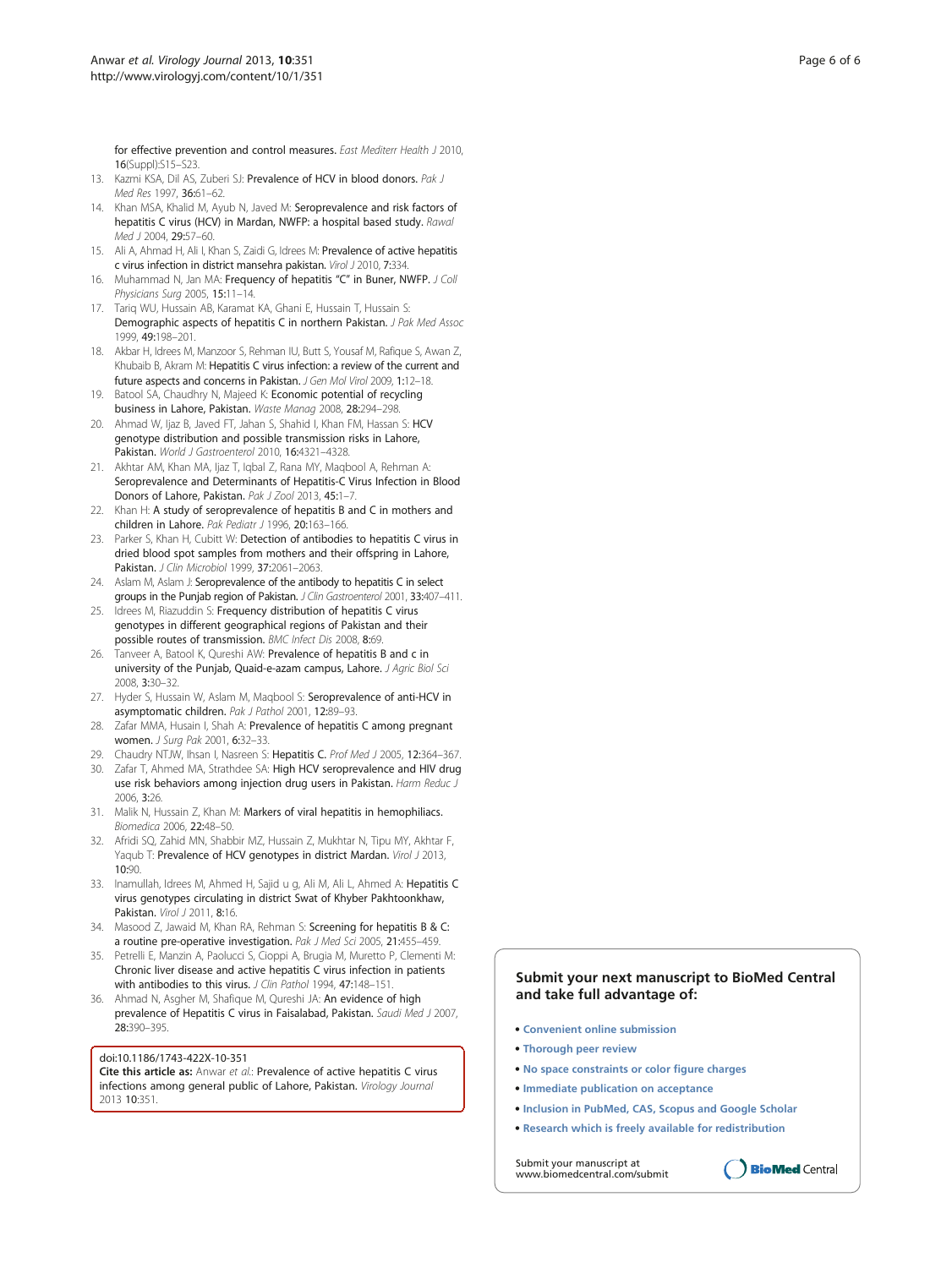for effective prevention and control measures. *East Mediterr Health J* 2010, **16**(Suppl):S15–S23.

13. Kazmi KSA, Dil AS, Zuberi SJ: **Prevalence of HCV in blood donors.** *Pak J Med Res* 1997, **36:**61–62.
14. Khan MSA, Khalid M, Ayub N, Javed M: **Seroprevalence and risk factors of hepatitis C virus (HCV) in Mardan, NWFP: a hospital based study.** *Rawal Med J* 2004, **29:**57–60.
15. Ali A, Ahmad H, Ali I, Khan S, Zaidi G, Idrees M: **Prevalence of active hepatitis c virus infection in district mansehra pakistan.** *Virol J* 2010, **7:**334.
16. Muhammad N, Jan MA: **Frequency of hepatitis "C" in Buner, NWFP.** *J Coll Physicians Surg* 2005, **15:**11–14.
17. Tariq WU, Hussain AB, Karamat KA, Ghani E, Hussain T, Hussain S: **Demographic aspects of hepatitis C in northern Pakistan.** *J Pak Med Assoc* 1999, **49:**198–201.
18. Akbar H, Idrees M, Manzoor S, Rehman IU, Butt S, Yousaf M, Rafique S, Awan Z, Khubaib B, Akram M: **Hepatitis C virus infection: a review of the current and future aspects and concerns in Pakistan.** *J Gen Mol Virol* 2009, **1:**12–18.
19. Batool SA, Chaudhry N, Majeed K: **Economic potential of recycling business in Lahore, Pakistan.** *Waste Manag* 2008, **28:**294–298.
20. Ahmad W, Ijaz B, Javed FT, Jahan S, Shahid I, Khan FM, Hassan S: **HCV genotype distribution and possible transmission risks in Lahore, Pakistan.** *World J Gastroenterol* 2010, **16:**4321–4328.
21. Akhtar AM, Khan MA, Ijaz T, Iqbal Z, Rana MY, Maqbool A, Rehman A: **Seroprevalence and Determinants of Hepatitis-C Virus Infection in Blood Donors of Lahore, Pakistan.** *Pak J Zool* 2013, **45:**1–7.
22. Khan H: **A study of seroprevalence of hepatitis B and C in mothers and children in Lahore.** *Pak Pediatr J* 1996, **20:**163–166.
23. Parker S, Khan H, Cubitt W: **Detection of antibodies to hepatitis C virus in dried blood spot samples from mothers and their offspring in Lahore, Pakistan.** *J Clin Microbiol* 1999, **37:**2061–2063.
24. Aslam M, Aslam J: **Seroprevalence of the antibody to hepatitis C in select groups in the Punjab region of Pakistan.** *J Clin Gastroenterol* 2001, **33:**407–411.
25. Idrees M, Riazuddin S: **Frequency distribution of hepatitis C virus genotypes in different geographical regions of Pakistan and their possible routes of transmission.** *BMC Infect Dis* 2008, **8:**69.
26. Tanveer A, Batool K, Qureshi AW: **Prevalence of hepatitis B and c in university of the Punjab, Quaid-e-azam campus, Lahore.** *J Agric Biol Sci* 2008, **3:**30–32.
27. Hyder S, Hussain W, Aslam M, Maqbool S: **Seroprevalence of anti-HCV in asymptomatic children.** *Pak J Pathol* 2001, **12:**89–93.
28. Zafar MMA, Husain I, Shah A: **Prevalence of hepatitis C among pregnant women.** *J Surg Pak* 2001, **6:**32–33.
29. Chaudry NTJW, Ihsan I, Nasreen S: **Hepatitis C.** *Prof Med J* 2005, **12:**364–367.
30. Zafar T, Ahmed MA, Strathdee SA: **High HCV seroprevalence and HIV drug use risk behaviors among injection drug users in Pakistan.** *Harm Reduc J* 2006, **3:**26.
31. Malik N, Hussain Z, Khan M: **Markers of viral hepatitis in hemophiliacs.** *Biomedica* 2006, **22:**48–50.
32. Afridi SQ, Zahid MN, Shabbir MZ, Hussain Z, Mukhtar N, Tipu MY, Akhtar F, Yaqub T: **Prevalence of HCV genotypes in district Mardan.** *Virol J* 2013, **10:**90.
33. Inamullah, Idrees M, Ahmed H, Sajid u g, Ali M, Ali L, Ahmed A: **Hepatitis C virus genotypes circulating in district Swat of Khyber Pakhtoonkhaw, Pakistan.** *Virol J* 2011, **8:**16.
34. Masood Z, Jawaid M, Khan RA, Rehman S: **Screening for hepatitis B & C: a routine pre-operative investigation.** *Pak J Med Sci* 2005, **21:**455–459.
35. Petrelli E, Manzin A, Paolucci S, Cioppi A, Brugia M, Muretto P, Clementi M: **Chronic liver disease and active hepatitis C virus infection in patients with antibodies to this virus.** *J Clin Pathol* 1994, **47:**148–151.
36. Ahmad N, Asgher M, Shafique M, Qureshi JA: **An evidence of high prevalence of Hepatitis C virus in Faisalabad, Pakistan.** *Saudi Med J* 2007, **28:**390–395.

doi:10.1186/1743-422X-10-351
**Cite this article as:** Anwar *et al.*: Prevalence of active hepatitis C virus infections among general public of Lahore, Pakistan. *Virology Journal* 2013 **10**:351.

**Submit your next manuscript to BioMed Central and take full advantage of:**

- **Convenient online submission**
- **Thorough peer review**
- **No space constraints or color figure charges**
- **Immediate publication on acceptance**
- **Inclusion in PubMed, CAS, Scopus and Google Scholar**
- **Research which is freely available for redistribution**

Submit your manuscript at www.biomedcentral.com/submit

BioMed Central